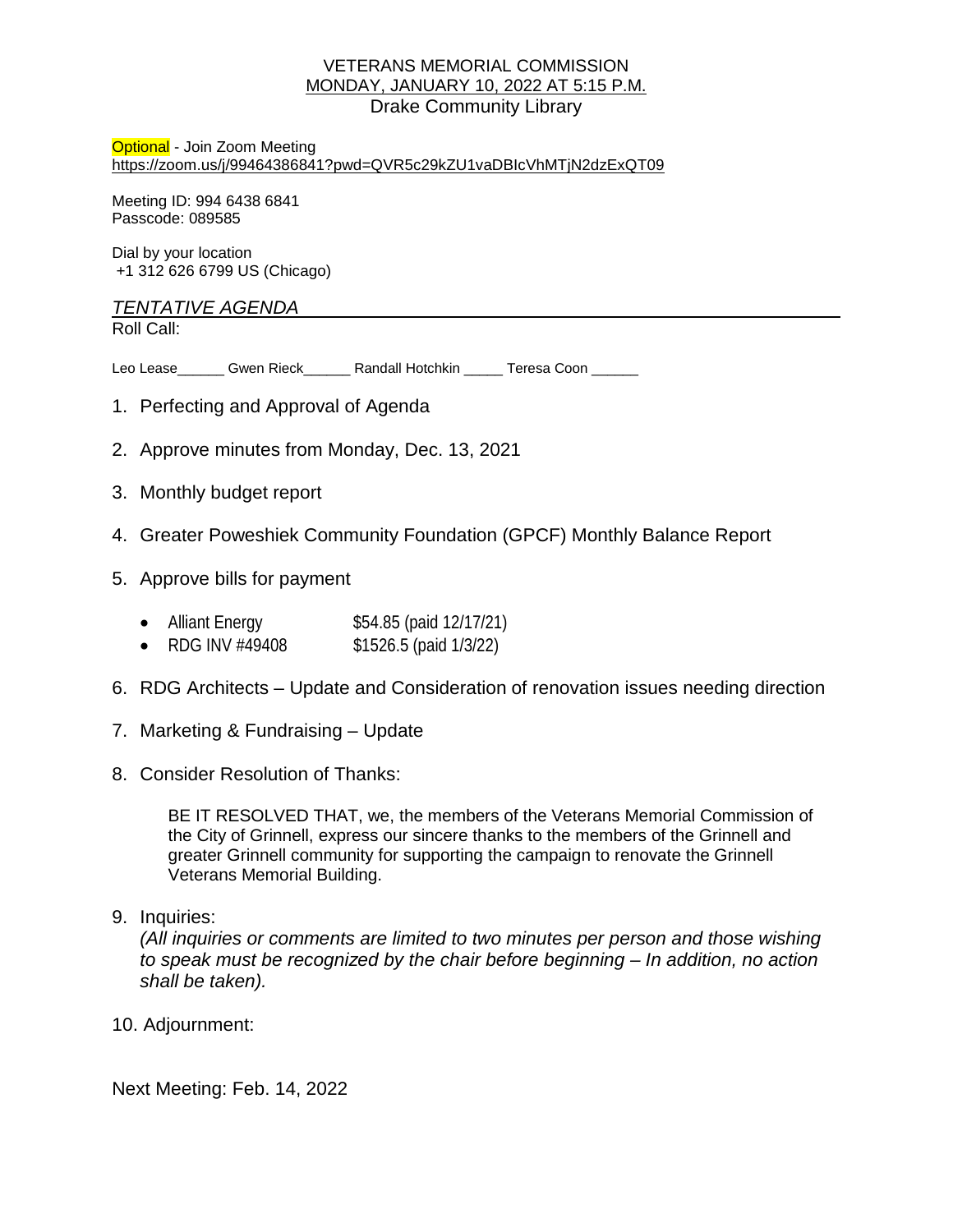VETERANS MEMORIAL COMMISSION
MONDAY, JANUARY 10, 2022 AT 5:15 P.M.
Drake Community Library

Optional - Join Zoom Meeting
https://zoom.us/j/99464386841?pwd=QVR5c29kZU1vaDBIcVhMTjN2dzExQT09

Meeting ID: 994 6438 6841
Passcode: 089585

Dial by your location
+1 312 626 6799 US (Chicago)

*TENTATIVE AGENDA*

Roll Call:

Leo Lease______ Gwen Rieck______ Randall Hotchkin _____ Teresa Coon ______

1. Perfecting and Approval of Agenda
2. Approve minutes from Monday, Dec. 13, 2021
3. Monthly budget report
4. Greater Poweshiek Community Foundation (GPCF) Monthly Balance Report
5. Approve bills for payment
   - Alliant Energy $54.85 (paid 12/17/21)
   - RDG INV #49408 $1526.5 (paid 1/3/22)
6. RDG Architects – Update and Consideration of renovation issues needing direction
7. Marketing & Fundraising – Update
8. Consider Resolution of Thanks:

   BE IT RESOLVED THAT, we, the members of the Veterans Memorial Commission of the City of Grinnell, express our sincere thanks to the members of the Grinnell and greater Grinnell community for supporting the campaign to renovate the Grinnell Veterans Memorial Building.

9. Inquiries:
   *(All inquiries or comments are limited to two minutes per person and those wishing to speak must be recognized by the chair before beginning – In addition, no action shall be taken).*
10. Adjournment:

Next Meeting: Feb. 14, 2022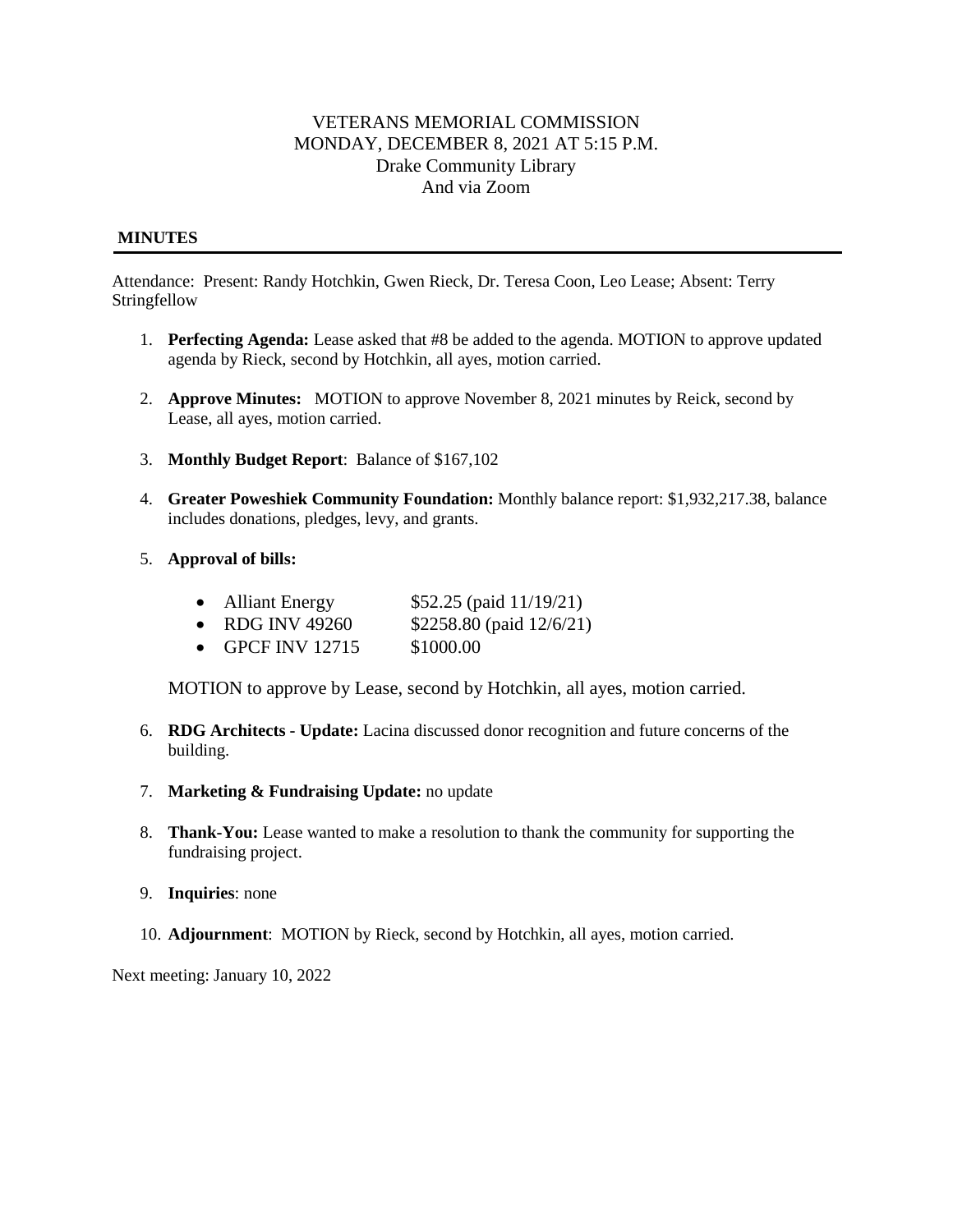VETERANS MEMORIAL COMMISSION
MONDAY, DECEMBER 8, 2021 AT 5:15 P.M.
Drake Community Library
And via Zoom

**MINUTES**

---

Attendance: Present: Randy Hotchkin, Gwen Rieck, Dr. Teresa Coon, Leo Lease; Absent: Terry Stringfellow

1. **Perfecting Agenda:** Lease asked that #8 be added to the agenda. MOTION to approve updated agenda by Rieck, second by Hotchkin, all ayes, motion carried.

2. **Approve Minutes:** MOTION to approve November 8, 2021 minutes by Reick, second by Lease, all ayes, motion carried.

3. **Monthly Budget Report**: Balance of $167,102

4. **Greater Poweshiek Community Foundation:** Monthly balance report: $1,932,217.38, balance includes donations, pledges, levy, and grants.

5. **Approval of bills:**

   - Alliant Energy $52.25 (paid 11/19/21)
   - RDG INV 49260 $2258.80 (paid 12/6/21)
   - GPCF INV 12715 $1000.00

   MOTION to approve by Lease, second by Hotchkin, all ayes, motion carried.

6. **RDG Architects - Update:** Lacina discussed donor recognition and future concerns of the building.

7. **Marketing & Fundraising Update:** no update

8. **Thank-You:** Lease wanted to make a resolution to thank the community for supporting the fundraising project.

9. **Inquiries**: none

10. **Adjournment**: MOTION by Rieck, second by Hotchkin, all ayes, motion carried.

Next meeting: January 10, 2022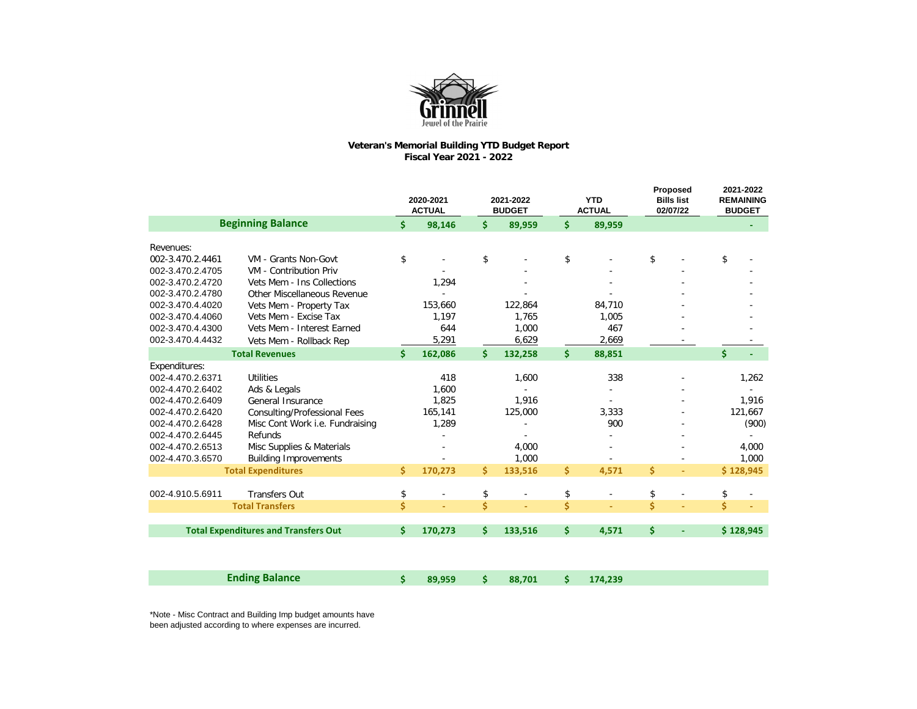Grinnell
Jewel of the Prairie

**Veteran's Memorial Building YTD Budget Report**
**Fiscal Year 2021 - 2022**

| | | 2020-2021 ACTUAL | 2021-2022 BUDGET | YTD ACTUAL | Proposed Bills list 02/07/22 | 2021-2022 REMAINING BUDGET |
|---|---|---|---|---|---|---|
| **Beginning Balance** | | **$ 98,146** | **$ 89,959** | **$ 89,959** | | **-** |
| Revenues: | | | | | | |
| 002-3.470.2.4461 | VM - Grants Non-Govt | $ - | $ - | $ - | $ - | $ - |
| 002-3.470.2.4705 | VM - Contribution Priv | - | - | - | - | - |
| 002-3.470.2.4720 | Vets Mem - Ins Collections | 1,294 | - | - | - | - |
| 002-3.470.2.4780 | Other Miscellaneous Revenue | - | - | - | - | - |
| 002-3.470.4.4020 | Vets Mem - Property Tax | 153,660 | 122,864 | 84,710 | - | - |
| 002-3.470.4.4060 | Vets Mem - Excise Tax | 1,197 | 1,765 | 1,005 | - | - |
| 002-3.470.4.4300 | Vets Mem - Interest Earned | 644 | 1,000 | 467 | - | - |
| 002-3.470.4.4432 | Vets Mem - Rollback Rep | 5,291 | 6,629 | 2,669 | - | - |
| **Total Revenues** | | **$ 162,086** | **$ 132,258** | **$ 88,851** | | **$ -** |
| Expenditures: | | | | | | |
| 002-4.470.2.6371 | Utilities | 418 | 1,600 | 338 | - | 1,262 |
| 002-4.470.2.6402 | Ads & Legals | 1,600 | - | - | - | - |
| 002-4.470.2.6409 | General Insurance | 1,825 | 1,916 | - | - | 1,916 |
| 002-4.470.2.6420 | Consulting/Professional Fees | 165,141 | 125,000 | 3,333 | - | 121,667 |
| 002-4.470.2.6428 | Misc Cont Work i.e. Fundraising | 1,289 | - | 900 | - | (900) |
| 002-4.470.2.6445 | Refunds | - | - | - | - | - |
| 002-4.470.2.6513 | Misc Supplies & Materials | - | 4,000 | - | - | 4,000 |
| 002-4.470.3.6570 | Building Improvements | - | 1,000 | - | - | 1,000 |
| **Total Expenditures** | | **$ 170,273** | **$ 133,516** | **$ 4,571** | **$ -** | **$ 128,945** |
| 002-4.910.5.6911 | Transfers Out | $ - | $ - | $ - | $ - | $ - |
| **Total Transfers** | | **$ -** | **$ -** | **$ -** | **$ -** | **$ -** |
| **Total Expenditures and Transfers Out** | | **$ 170,273** | **$ 133,516** | **$ 4,571** | **$ -** | **$ 128,945** |
| **Ending Balance** | | **$ 89,959** | **$ 88,701** | **$ 174,239** | | |

*Note - Misc Contract and Building Imp budget amounts have been adjusted according to where expenses are incurred.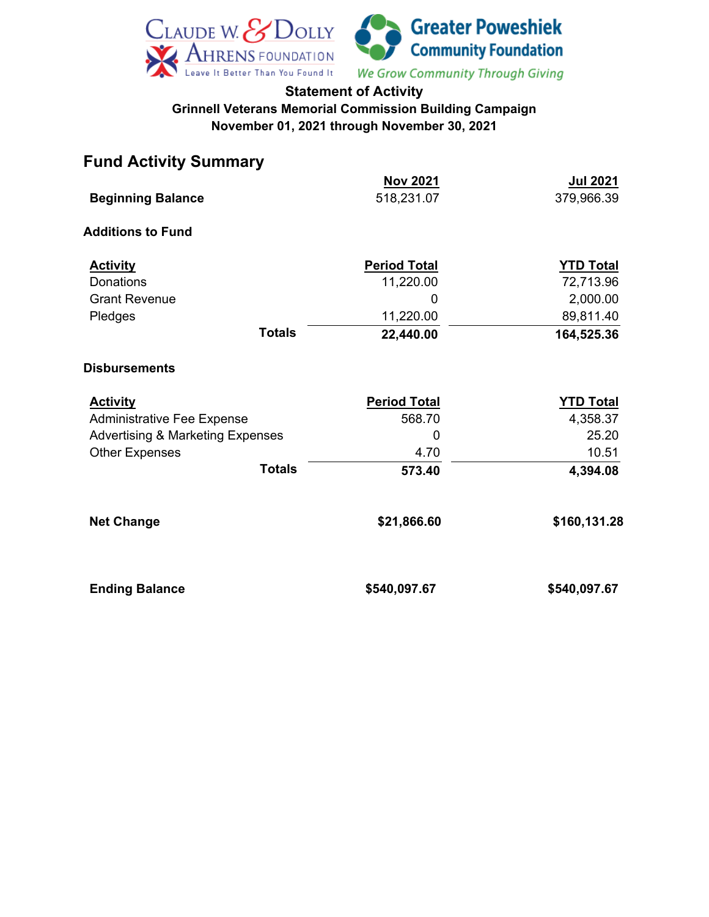Claude W. & Dolly Ahrens Foundation — Leave It Better Than You Found It

Greater Poweshiek Community Foundation — We Grow Community Through Giving

## Statement of Activity

### Grinnell Veterans Memorial Commission Building Campaign

### November 01, 2021 through November 30, 2021

## Fund Activity Summary

| | Nov 2021 | Jul 2021 |
|---|---|---|
| **Beginning Balance** | 518,231.07 | 379,966.39 |

### Additions to Fund

| Activity | Period Total | YTD Total |
|---|---|---|
| Donations | 11,220.00 | 72,713.96 |
| Grant Revenue | 0 | 2,000.00 |
| Pledges | 11,220.00 | 89,811.40 |
| **Totals** | **22,440.00** | **164,525.36** |

### Disbursements

| Activity | Period Total | YTD Total |
|---|---|---|
| Administrative Fee Expense | 568.70 | 4,358.37 |
| Advertising & Marketing Expenses | 0 | 25.20 |
| Other Expenses | 4.70 | 10.51 |
| **Totals** | **573.40** | **4,394.08** |

| | | |
|---|---|---|
| **Net Change** | **$21,866.60** | **$160,131.28** |
| **Ending Balance** | **$540,097.67** | **$540,097.67** |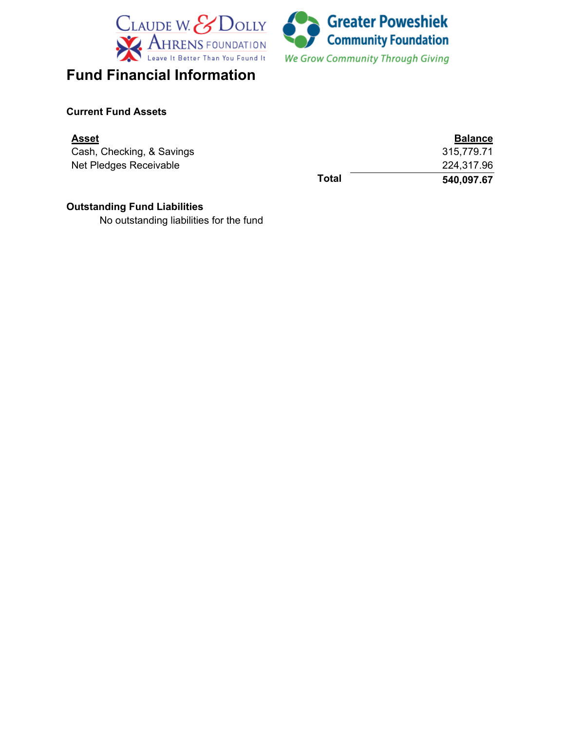# Fund Financial Information

### Current Fund Assets

| Asset | | Balance |
|---|---|---|
| Cash, Checking, & Savings | | 315,779.71 |
| Net Pledges Receivable | | 224,317.96 |
| | **Total** | **540,097.67** |

### Outstanding Fund Liabilities

No outstanding liabilities for the fund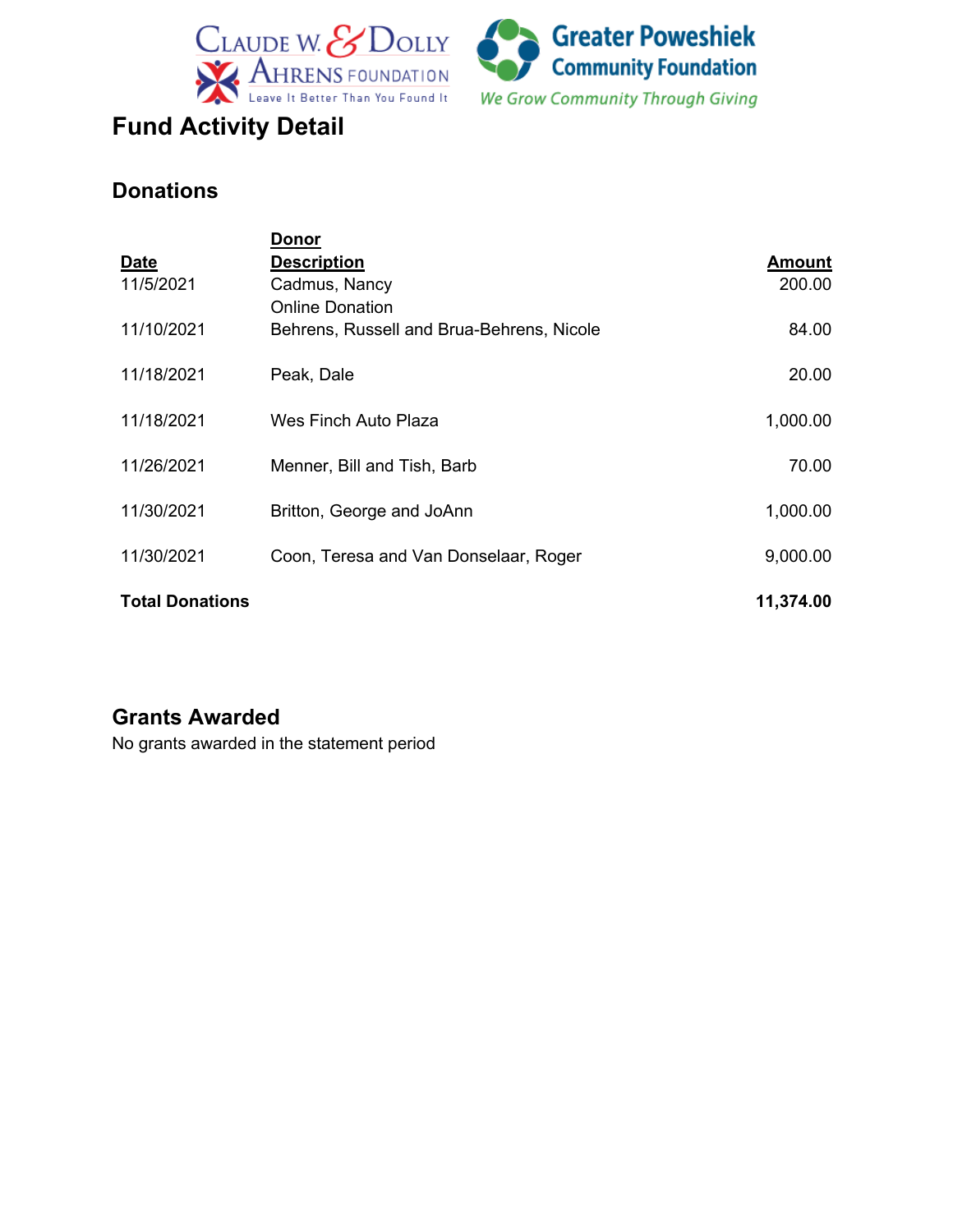# Fund Activity Detail

## Donations

| Date | Donor Description | Amount |
|---|---|---|
| 11/5/2021 | Cadmus, Nancy | 200.00 |
| | Online Donation | |
| 11/10/2021 | Behrens, Russell and Brua-Behrens, Nicole | 84.00 |
| 11/18/2021 | Peak, Dale | 20.00 |
| 11/18/2021 | Wes Finch Auto Plaza | 1,000.00 |
| 11/26/2021 | Menner, Bill and Tish, Barb | 70.00 |
| 11/30/2021 | Britton, George and JoAnn | 1,000.00 |
| 11/30/2021 | Coon, Teresa and Van Donselaar, Roger | 9,000.00 |
| **Total Donations** | | **11,374.00** |

## Grants Awarded

No grants awarded in the statement period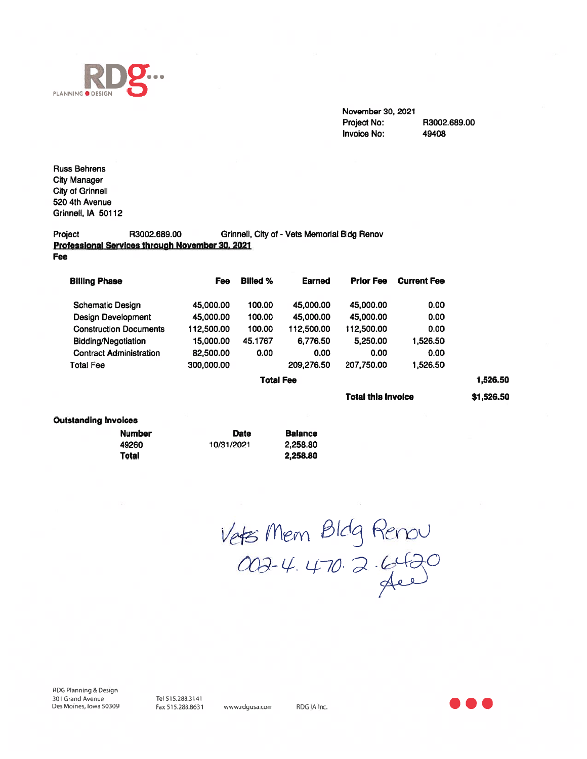RDG PLANNING ● DESIGN

November 30, 2021
Project No: R3002.689.00
Invoice No: 49408

Russ Behrens
City Manager
City of Grinnell
520 4th Avenue
Grinnell, IA 50112

Project R3002.689.00 Grinnell, City of - Vets Memorial Bldg Renov

**Professional Services through November 30, 2021**

**Fee**

| Billing Phase | Fee | Billed % | Earned | Prior Fee | Current Fee |
|---|---|---|---|---|---|
| Schematic Design | 45,000.00 | 100.00 | 45,000.00 | 45,000.00 | 0.00 |
| Design Development | 45,000.00 | 100.00 | 45,000.00 | 45,000.00 | 0.00 |
| Construction Documents | 112,500.00 | 100.00 | 112,500.00 | 112,500.00 | 0.00 |
| Bidding/Negotiation | 15,000.00 | 45.1767 | 6,776.50 | 5,250.00 | 1,526.50 |
| Contract Administration | 82,500.00 | 0.00 | 0.00 | 0.00 | 0.00 |
| Total Fee | 300,000.00 | | 209,276.50 | 207,750.00 | 1,526.50 |

**Total Fee** 1,526.50

**Total this Invoice $1,526.50**

**Outstanding Invoices**

| Number | Date | Balance |
|---|---|---|
| 49260 | 10/31/2021 | 2,258.80 |
| **Total** | | **2,258.80** |

Vets Mem Bldg Renov
002-4.470.2.6420
Fee

RDG Planning & Design
301 Grand Avenue
Des Moines, Iowa 50309

Tel 515.288.3141
Fax 515.288.8631

www.rdgusa.com

RDG IA Inc.